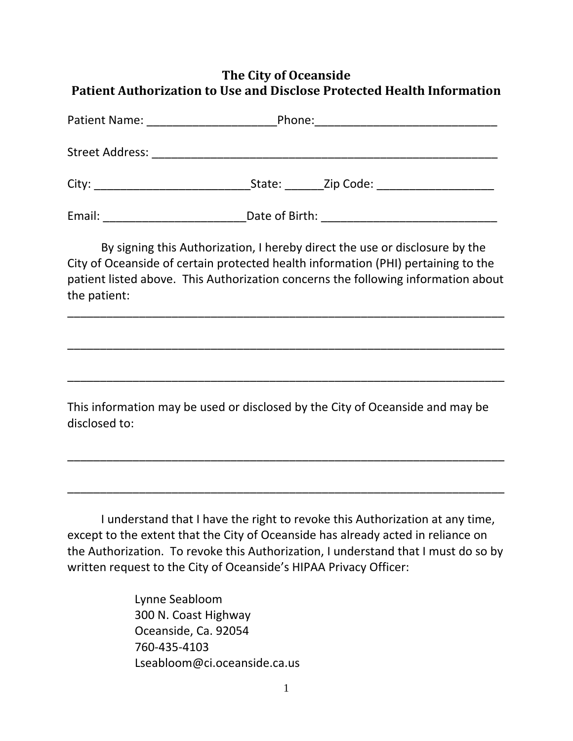**The City of Oceanside**
**Patient Authorization to Use and Disclose Protected Health Information**

Patient Name: ____________________Phone:____________________________

Street Address: ______________________________________________________

City: ________________________State: ______Zip Code: __________________

Email: ______________________Date of Birth: ___________________________

By signing this Authorization, I hereby direct the use or disclosure by the City of Oceanside of certain protected health information (PHI) pertaining to the patient listed above. This Authorization concerns the following information about the patient:

____________________________________________________________________

____________________________________________________________________

____________________________________________________________________

This information may be used or disclosed by the City of Oceanside and may be disclosed to:

____________________________________________________________________

____________________________________________________________________

I understand that I have the right to revoke this Authorization at any time, except to the extent that the City of Oceanside has already acted in reliance on the Authorization. To revoke this Authorization, I understand that I must do so by written request to the City of Oceanside's HIPAA Privacy Officer:

Lynne Seabloom
300 N. Coast Highway
Oceanside, Ca. 92054
760-435-4103
Lseabloom@ci.oceanside.ca.us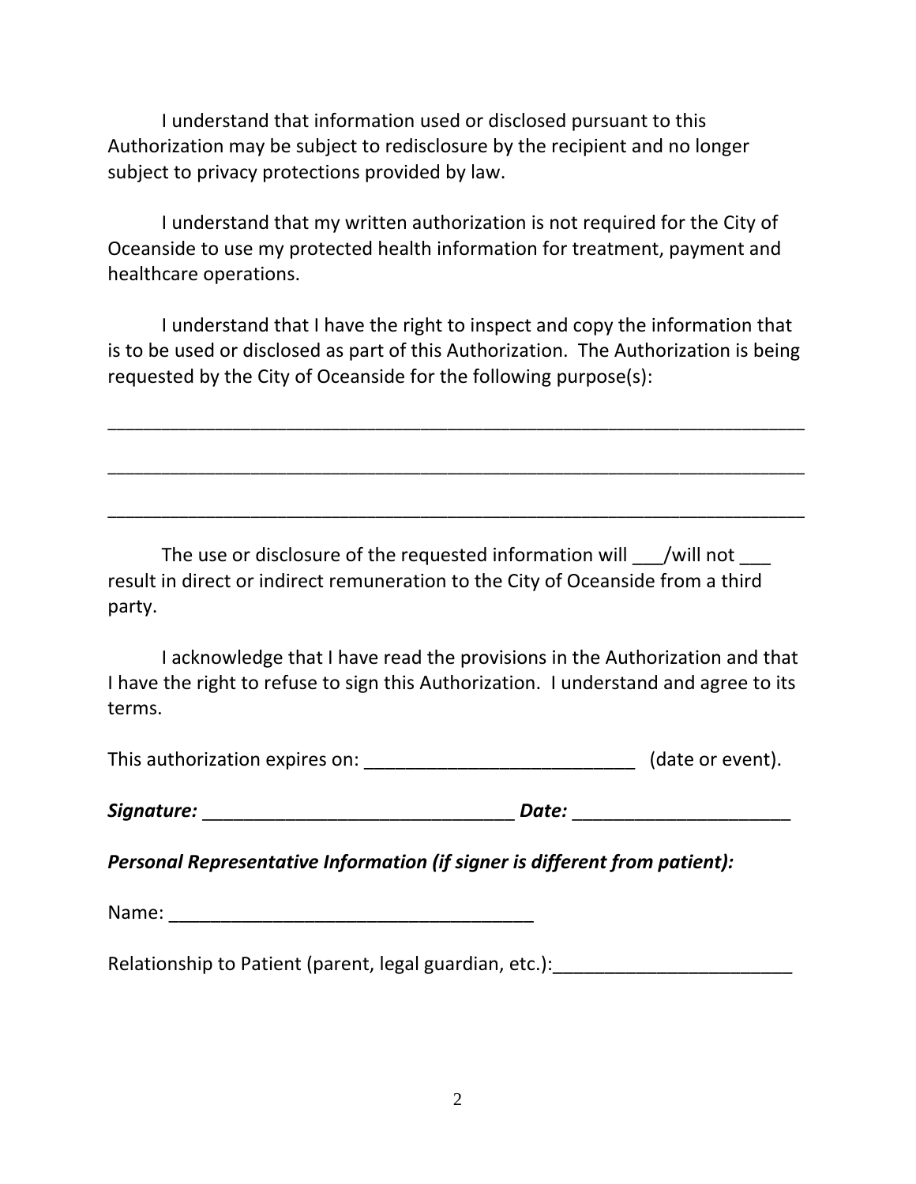I understand that information used or disclosed pursuant to this Authorization may be subject to redisclosure by the recipient and no longer subject to privacy protections provided by law.

I understand that my written authorization is not required for the City of Oceanside to use my protected health information for treatment, payment and healthcare operations.

I understand that I have the right to inspect and copy the information that is to be used or disclosed as part of this Authorization. The Authorization is being requested by the City of Oceanside for the following purpose(s):

_____________________________________________________________________

_____________________________________________________________________

_____________________________________________________________________

The use or disclosure of the requested information will ___/will not ___ result in direct or indirect remuneration to the City of Oceanside from a third party.

I acknowledge that I have read the provisions in the Authorization and that I have the right to refuse to sign this Authorization. I understand and agree to its terms.

This authorization expires on: __________________________ (date or event).

***Signature:*** ______________________________ ***Date:*** _____________________

***Personal Representative Information (if signer is different from patient):***

Name: ___________________________________

Relationship to Patient (parent, legal guardian, etc.):_______________________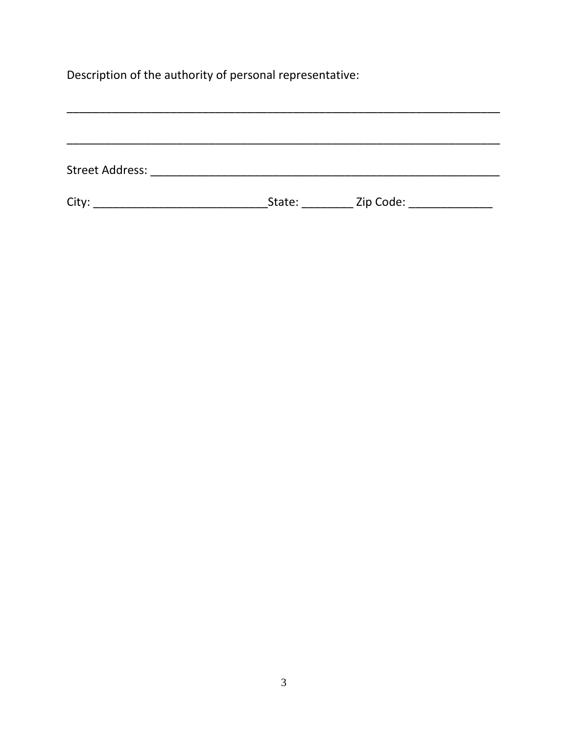Description of the authority of personal representative:

______________________________________________________________________

______________________________________________________________________

Street Address: _________________________________________________________

City: ___________________________State: ________ Zip Code: _____________